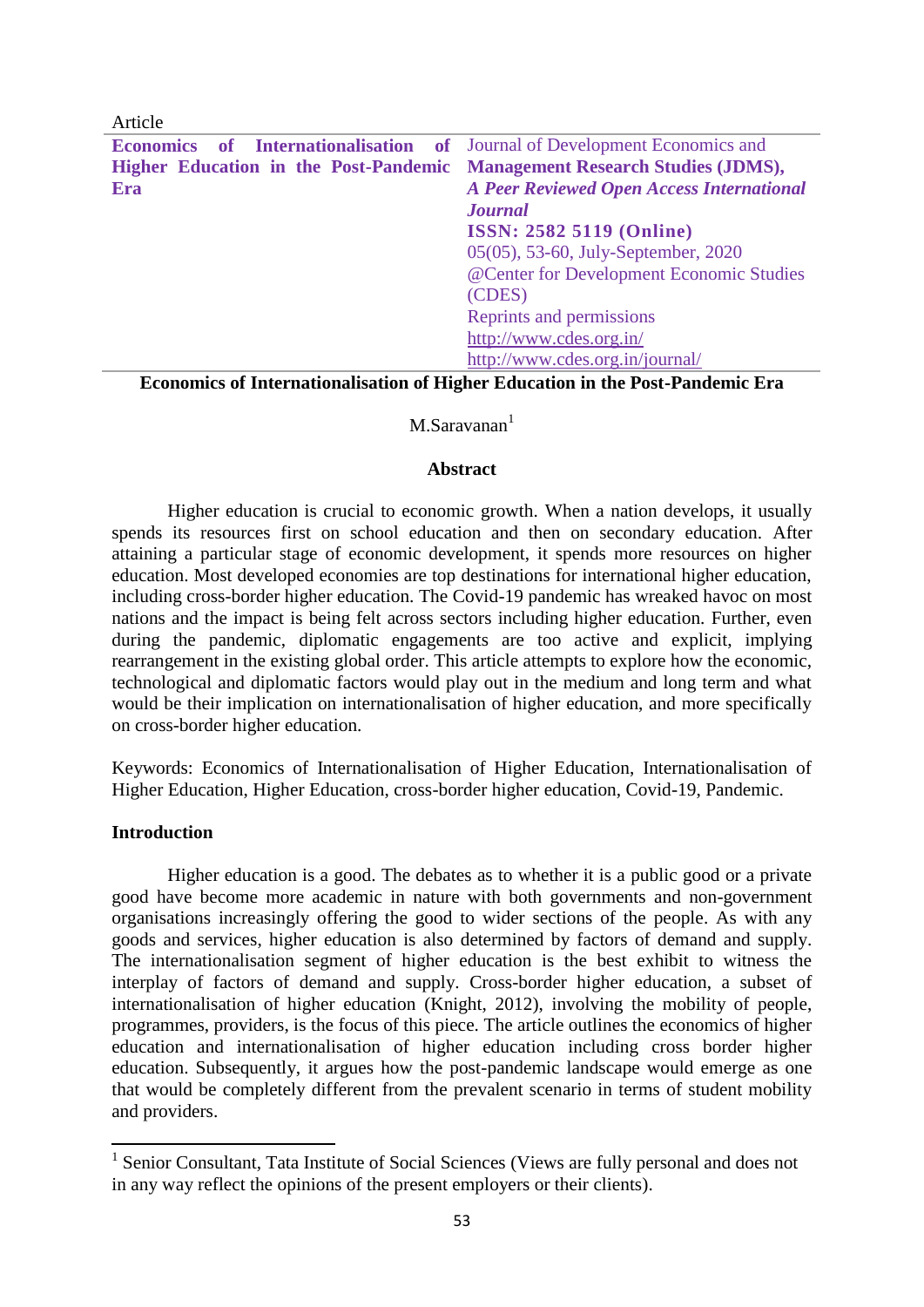Article

**Economics of Internationalisation of Higher Education in the Post-Pandemic Era**

Journal of Development Economics and **Management Research Studies (JDMS),** ***A Peer Reviewed Open Access International Journal***
**ISSN: 2582 5119 (Online)**
05(05), 53-60, July-September, 2020
@Center for Development Economic Studies (CDES)
Reprints and permissions
http://www.cdes.org.in/
http://www.cdes.org.in/journal/

# Economics of Internationalisation of Higher Education in the Post-Pandemic Era

M.Saravanan[1]

## Abstract

Higher education is crucial to economic growth. When a nation develops, it usually spends its resources first on school education and then on secondary education. After attaining a particular stage of economic development, it spends more resources on higher education. Most developed economies are top destinations for international higher education, including cross-border higher education. The Covid-19 pandemic has wreaked havoc on most nations and the impact is being felt across sectors including higher education. Further, even during the pandemic, diplomatic engagements are too active and explicit, implying rearrangement in the existing global order. This article attempts to explore how the economic, technological and diplomatic factors would play out in the medium and long term and what would be their implication on internationalisation of higher education, and more specifically on cross-border higher education.

Keywords: Economics of Internationalisation of Higher Education, Internationalisation of Higher Education, Higher Education, cross-border higher education, Covid-19, Pandemic.

## Introduction

Higher education is a good. The debates as to whether it is a public good or a private good have become more academic in nature with both governments and non-government organisations increasingly offering the good to wider sections of the people. As with any goods and services, higher education is also determined by factors of demand and supply. The internationalisation segment of higher education is the best exhibit to witness the interplay of factors of demand and supply. Cross-border higher education, a subset of internationalisation of higher education (Knight, 2012), involving the mobility of people, programmes, providers, is the focus of this piece. The article outlines the economics of higher education and internationalisation of higher education including cross border higher education. Subsequently, it argues how the post-pandemic landscape would emerge as one that would be completely different from the prevalent scenario in terms of student mobility and providers.

[1] Senior Consultant, Tata Institute of Social Sciences (Views are fully personal and does not in any way reflect the opinions of the present employers or their clients).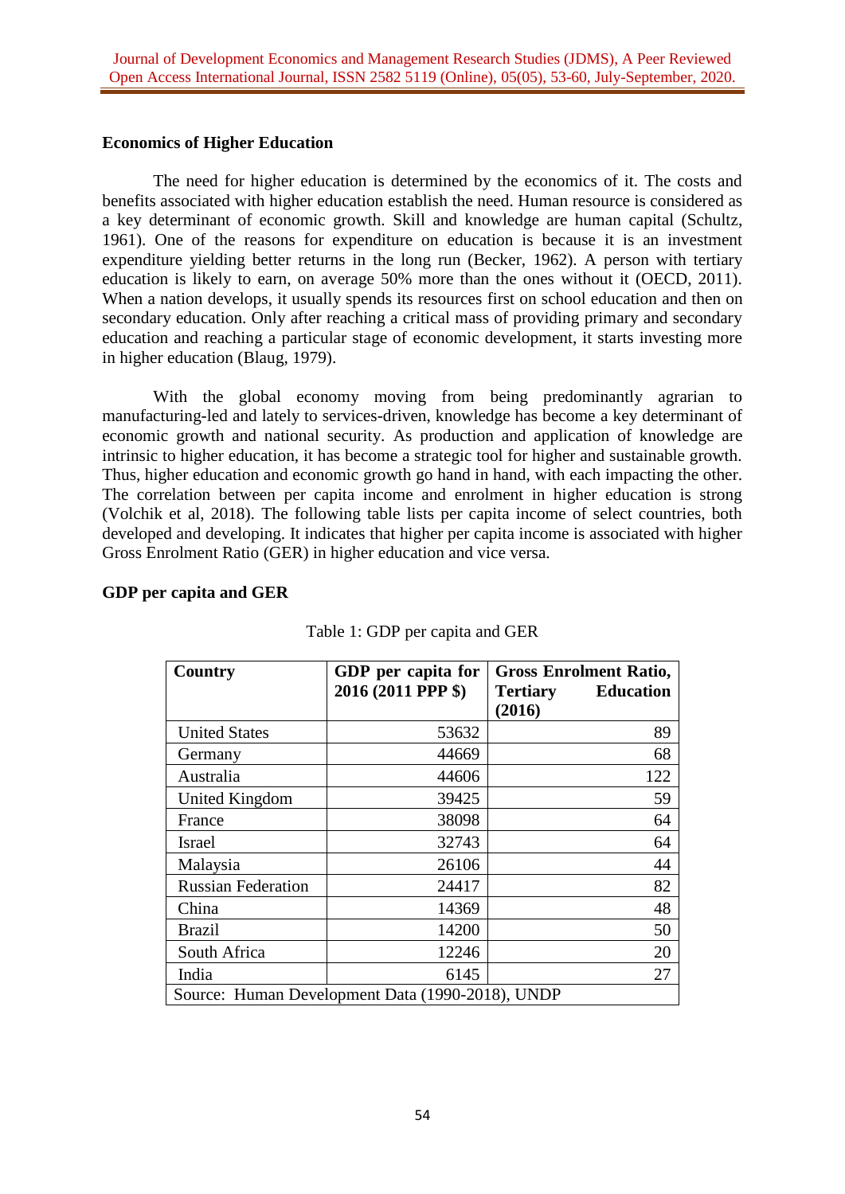### Economics of Higher Education

The need for higher education is determined by the economics of it. The costs and benefits associated with higher education establish the need. Human resource is considered as a key determinant of economic growth. Skill and knowledge are human capital (Schultz, 1961). One of the reasons for expenditure on education is because it is an investment expenditure yielding better returns in the long run (Becker, 1962). A person with tertiary education is likely to earn, on average 50% more than the ones without it (OECD, 2011). When a nation develops, it usually spends its resources first on school education and then on secondary education. Only after reaching a critical mass of providing primary and secondary education and reaching a particular stage of economic development, it starts investing more in higher education (Blaug, 1979).

With the global economy moving from being predominantly agrarian to manufacturing-led and lately to services-driven, knowledge has become a key determinant of economic growth and national security. As production and application of knowledge are intrinsic to higher education, it has become a strategic tool for higher and sustainable growth. Thus, higher education and economic growth go hand in hand, with each impacting the other. The correlation between per capita income and enrolment in higher education is strong (Volchik et al, 2018). The following table lists per capita income of select countries, both developed and developing. It indicates that higher per capita income is associated with higher Gross Enrolment Ratio (GER) in higher education and vice versa.

### GDP per capita and GER

Table 1: GDP per capita and GER

| Country | GDP per capita for 2016 (2011 PPP $) | Gross Enrolment Ratio, Tertiary Education (2016) |
|---|---|---|
| United States | 53632 | 89 |
| Germany | 44669 | 68 |
| Australia | 44606 | 122 |
| United Kingdom | 39425 | 59 |
| France | 38098 | 64 |
| Israel | 32743 | 64 |
| Malaysia | 26106 | 44 |
| Russian Federation | 24417 | 82 |
| China | 14369 | 48 |
| Brazil | 14200 | 50 |
| South Africa | 12246 | 20 |
| India | 6145 | 27 |

Source: Human Development Data (1990-2018), UNDP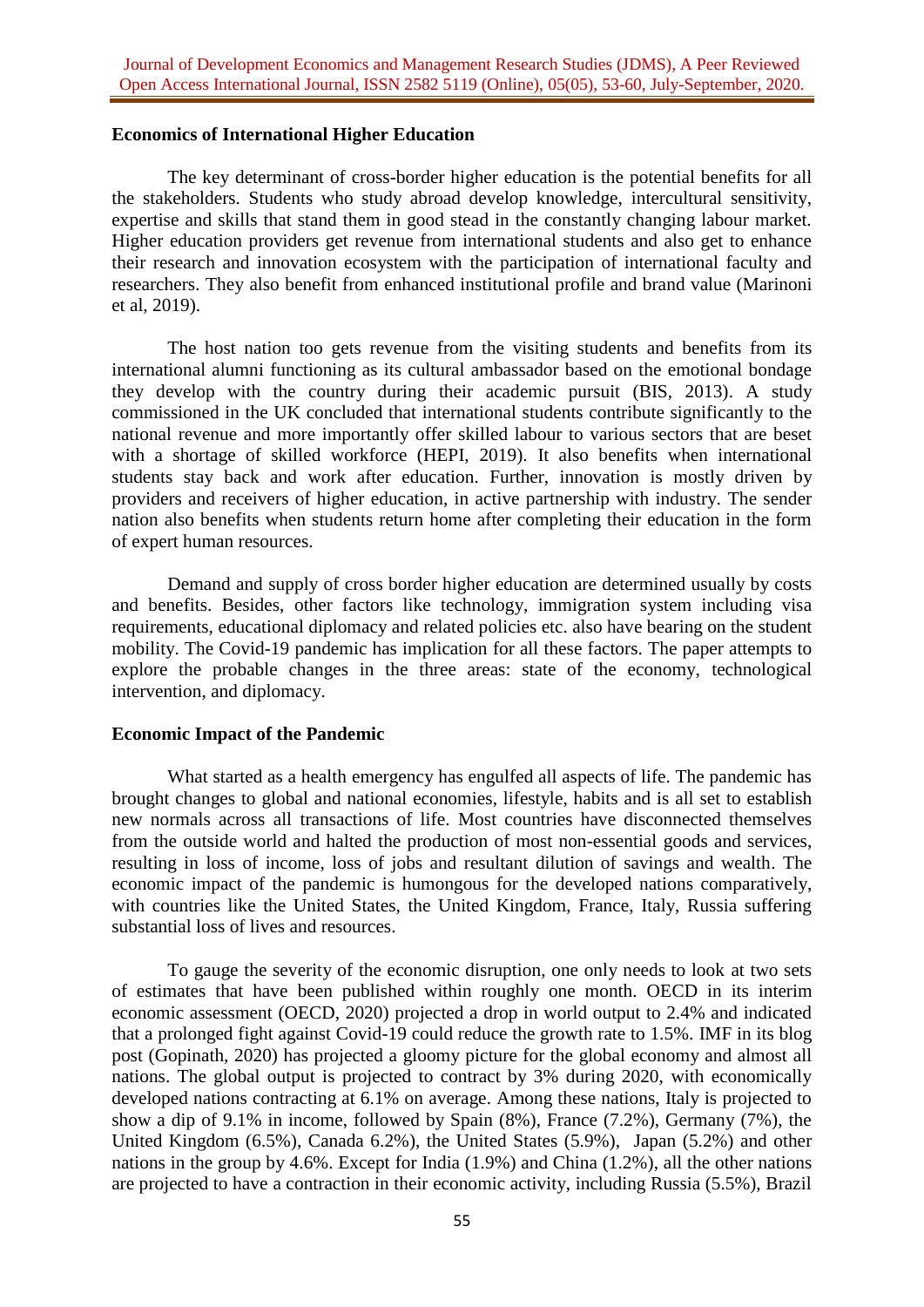## Economics of International Higher Education

The key determinant of cross-border higher education is the potential benefits for all the stakeholders. Students who study abroad develop knowledge, intercultural sensitivity, expertise and skills that stand them in good stead in the constantly changing labour market. Higher education providers get revenue from international students and also get to enhance their research and innovation ecosystem with the participation of international faculty and researchers. They also benefit from enhanced institutional profile and brand value (Marinoni et al, 2019).

The host nation too gets revenue from the visiting students and benefits from its international alumni functioning as its cultural ambassador based on the emotional bondage they develop with the country during their academic pursuit (BIS, 2013). A study commissioned in the UK concluded that international students contribute significantly to the national revenue and more importantly offer skilled labour to various sectors that are beset with a shortage of skilled workforce (HEPI, 2019). It also benefits when international students stay back and work after education. Further, innovation is mostly driven by providers and receivers of higher education, in active partnership with industry. The sender nation also benefits when students return home after completing their education in the form of expert human resources.

Demand and supply of cross border higher education are determined usually by costs and benefits. Besides, other factors like technology, immigration system including visa requirements, educational diplomacy and related policies etc. also have bearing on the student mobility. The Covid-19 pandemic has implication for all these factors. The paper attempts to explore the probable changes in the three areas: state of the economy, technological intervention, and diplomacy.

## Economic Impact of the Pandemic

What started as a health emergency has engulfed all aspects of life. The pandemic has brought changes to global and national economies, lifestyle, habits and is all set to establish new normals across all transactions of life. Most countries have disconnected themselves from the outside world and halted the production of most non-essential goods and services, resulting in loss of income, loss of jobs and resultant dilution of savings and wealth. The economic impact of the pandemic is humongous for the developed nations comparatively, with countries like the United States, the United Kingdom, France, Italy, Russia suffering substantial loss of lives and resources.

To gauge the severity of the economic disruption, one only needs to look at two sets of estimates that have been published within roughly one month. OECD in its interim economic assessment (OECD, 2020) projected a drop in world output to 2.4% and indicated that a prolonged fight against Covid-19 could reduce the growth rate to 1.5%. IMF in its blog post (Gopinath, 2020) has projected a gloomy picture for the global economy and almost all nations. The global output is projected to contract by 3% during 2020, with economically developed nations contracting at 6.1% on average. Among these nations, Italy is projected to show a dip of 9.1% in income, followed by Spain (8%), France (7.2%), Germany (7%), the United Kingdom (6.5%), Canada 6.2%), the United States (5.9%), Japan (5.2%) and other nations in the group by 4.6%. Except for India (1.9%) and China (1.2%), all the other nations are projected to have a contraction in their economic activity, including Russia (5.5%), Brazil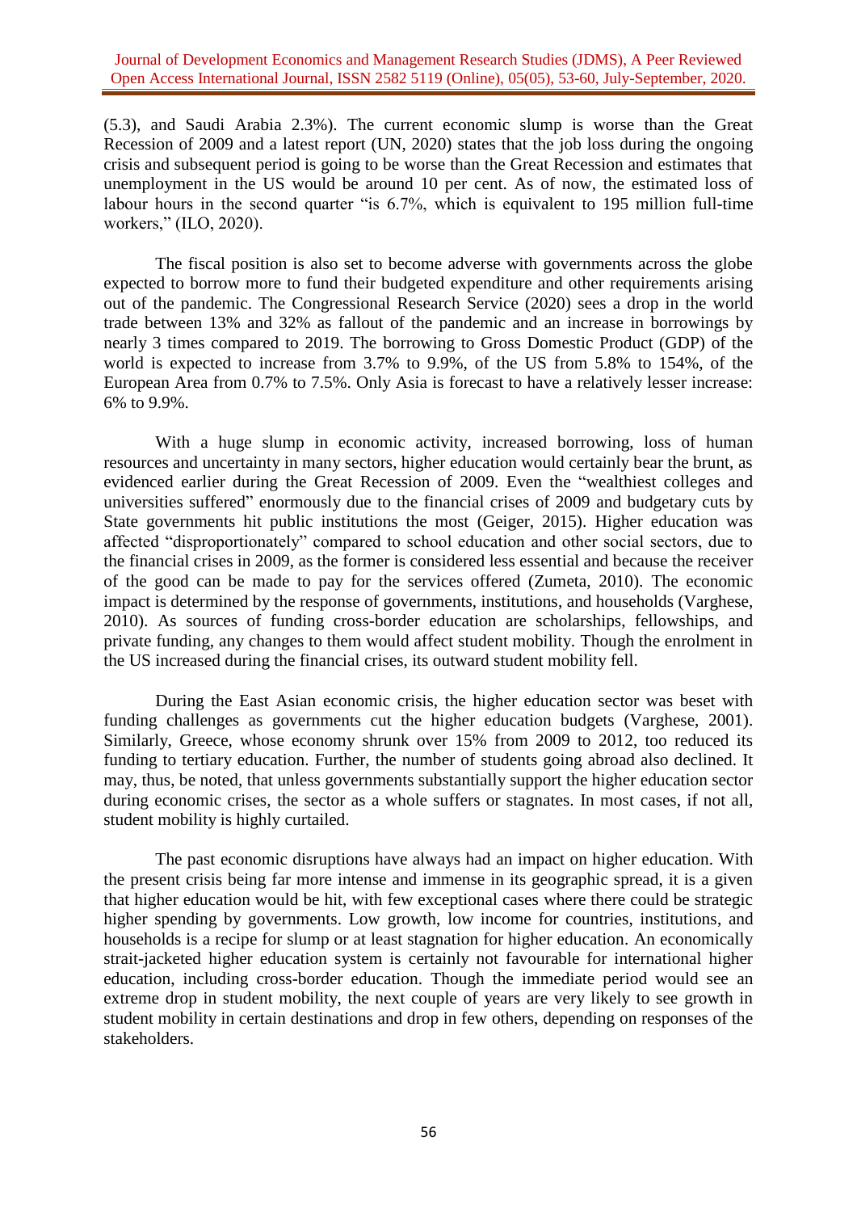(5.3), and Saudi Arabia 2.3%). The current economic slump is worse than the Great Recession of 2009 and a latest report (UN, 2020) states that the job loss during the ongoing crisis and subsequent period is going to be worse than the Great Recession and estimates that unemployment in the US would be around 10 per cent. As of now, the estimated loss of labour hours in the second quarter "is 6.7%, which is equivalent to 195 million full-time workers," (ILO, 2020).

The fiscal position is also set to become adverse with governments across the globe expected to borrow more to fund their budgeted expenditure and other requirements arising out of the pandemic. The Congressional Research Service (2020) sees a drop in the world trade between 13% and 32% as fallout of the pandemic and an increase in borrowings by nearly 3 times compared to 2019. The borrowing to Gross Domestic Product (GDP) of the world is expected to increase from 3.7% to 9.9%, of the US from 5.8% to 154%, of the European Area from 0.7% to 7.5%. Only Asia is forecast to have a relatively lesser increase: 6% to 9.9%.

With a huge slump in economic activity, increased borrowing, loss of human resources and uncertainty in many sectors, higher education would certainly bear the brunt, as evidenced earlier during the Great Recession of 2009. Even the "wealthiest colleges and universities suffered" enormously due to the financial crises of 2009 and budgetary cuts by State governments hit public institutions the most (Geiger, 2015). Higher education was affected "disproportionately" compared to school education and other social sectors, due to the financial crises in 2009, as the former is considered less essential and because the receiver of the good can be made to pay for the services offered (Zumeta, 2010). The economic impact is determined by the response of governments, institutions, and households (Varghese, 2010). As sources of funding cross-border education are scholarships, fellowships, and private funding, any changes to them would affect student mobility. Though the enrolment in the US increased during the financial crises, its outward student mobility fell.

During the East Asian economic crisis, the higher education sector was beset with funding challenges as governments cut the higher education budgets (Varghese, 2001). Similarly, Greece, whose economy shrunk over 15% from 2009 to 2012, too reduced its funding to tertiary education. Further, the number of students going abroad also declined. It may, thus, be noted, that unless governments substantially support the higher education sector during economic crises, the sector as a whole suffers or stagnates. In most cases, if not all, student mobility is highly curtailed.

The past economic disruptions have always had an impact on higher education. With the present crisis being far more intense and immense in its geographic spread, it is a given that higher education would be hit, with few exceptional cases where there could be strategic higher spending by governments. Low growth, low income for countries, institutions, and households is a recipe for slump or at least stagnation for higher education. An economically strait-jacketed higher education system is certainly not favourable for international higher education, including cross-border education. Though the immediate period would see an extreme drop in student mobility, the next couple of years are very likely to see growth in student mobility in certain destinations and drop in few others, depending on responses of the stakeholders.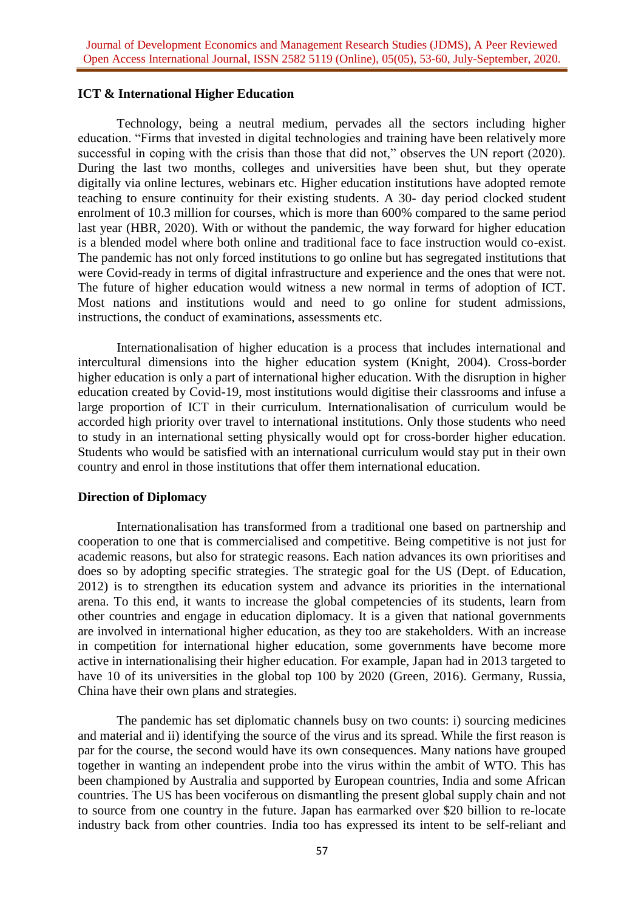## ICT & International Higher Education

Technology, being a neutral medium, pervades all the sectors including higher education. "Firms that invested in digital technologies and training have been relatively more successful in coping with the crisis than those that did not," observes the UN report (2020). During the last two months, colleges and universities have been shut, but they operate digitally via online lectures, webinars etc. Higher education institutions have adopted remote teaching to ensure continuity for their existing students. A 30- day period clocked student enrolment of 10.3 million for courses, which is more than 600% compared to the same period last year (HBR, 2020). With or without the pandemic, the way forward for higher education is a blended model where both online and traditional face to face instruction would co-exist. The pandemic has not only forced institutions to go online but has segregated institutions that were Covid-ready in terms of digital infrastructure and experience and the ones that were not. The future of higher education would witness a new normal in terms of adoption of ICT. Most nations and institutions would and need to go online for student admissions, instructions, the conduct of examinations, assessments etc.

Internationalisation of higher education is a process that includes international and intercultural dimensions into the higher education system (Knight, 2004). Cross-border higher education is only a part of international higher education. With the disruption in higher education created by Covid-19, most institutions would digitise their classrooms and infuse a large proportion of ICT in their curriculum. Internationalisation of curriculum would be accorded high priority over travel to international institutions. Only those students who need to study in an international setting physically would opt for cross-border higher education. Students who would be satisfied with an international curriculum would stay put in their own country and enrol in those institutions that offer them international education.

## Direction of Diplomacy

Internationalisation has transformed from a traditional one based on partnership and cooperation to one that is commercialised and competitive. Being competitive is not just for academic reasons, but also for strategic reasons. Each nation advances its own prioritises and does so by adopting specific strategies. The strategic goal for the US (Dept. of Education, 2012) is to strengthen its education system and advance its priorities in the international arena. To this end, it wants to increase the global competencies of its students, learn from other countries and engage in education diplomacy. It is a given that national governments are involved in international higher education, as they too are stakeholders. With an increase in competition for international higher education, some governments have become more active in internationalising their higher education. For example, Japan had in 2013 targeted to have 10 of its universities in the global top 100 by 2020 (Green, 2016). Germany, Russia, China have their own plans and strategies.

The pandemic has set diplomatic channels busy on two counts: i) sourcing medicines and material and ii) identifying the source of the virus and its spread. While the first reason is par for the course, the second would have its own consequences. Many nations have grouped together in wanting an independent probe into the virus within the ambit of WTO. This has been championed by Australia and supported by European countries, India and some African countries. The US has been vociferous on dismantling the present global supply chain and not to source from one country in the future. Japan has earmarked over $20 billion to re-locate industry back from other countries. India too has expressed its intent to be self-reliant and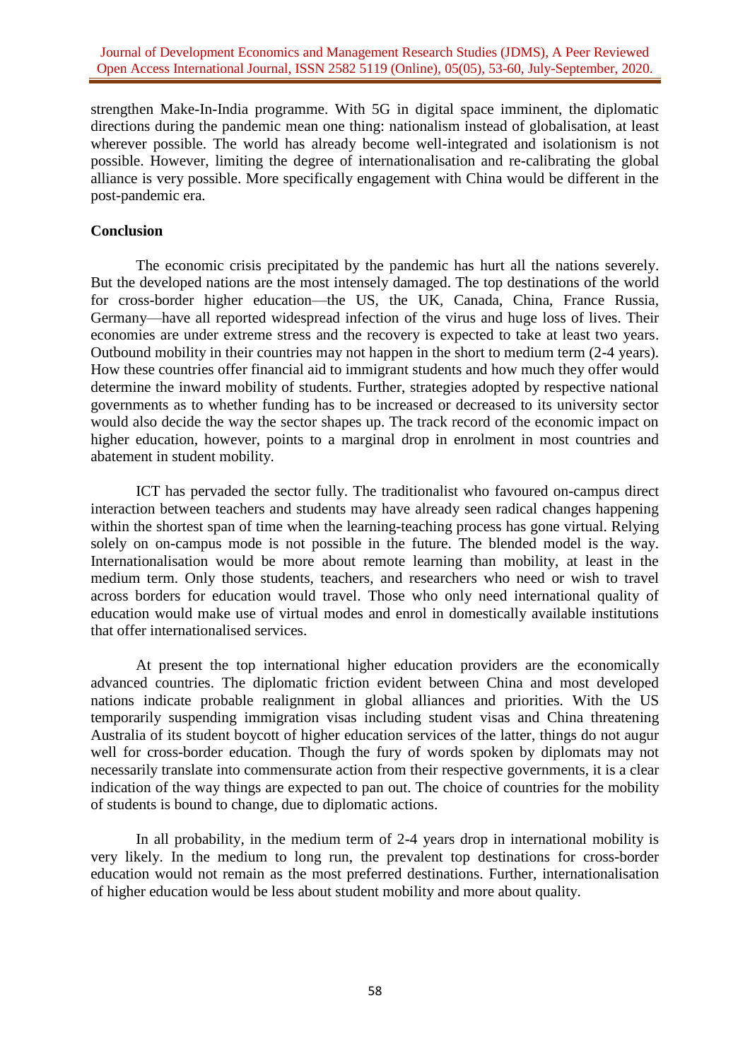strengthen Make-In-India programme. With 5G in digital space imminent, the diplomatic directions during the pandemic mean one thing: nationalism instead of globalisation, at least wherever possible. The world has already become well-integrated and isolationism is not possible. However, limiting the degree of internationalisation and re-calibrating the global alliance is very possible. More specifically engagement with China would be different in the post-pandemic era.

**Conclusion**

The economic crisis precipitated by the pandemic has hurt all the nations severely. But the developed nations are the most intensely damaged. The top destinations of the world for cross-border higher education—the US, the UK, Canada, China, France Russia, Germany—have all reported widespread infection of the virus and huge loss of lives. Their economies are under extreme stress and the recovery is expected to take at least two years. Outbound mobility in their countries may not happen in the short to medium term (2-4 years). How these countries offer financial aid to immigrant students and how much they offer would determine the inward mobility of students. Further, strategies adopted by respective national governments as to whether funding has to be increased or decreased to its university sector would also decide the way the sector shapes up. The track record of the economic impact on higher education, however, points to a marginal drop in enrolment in most countries and abatement in student mobility.

ICT has pervaded the sector fully. The traditionalist who favoured on-campus direct interaction between teachers and students may have already seen radical changes happening within the shortest span of time when the learning-teaching process has gone virtual. Relying solely on on-campus mode is not possible in the future. The blended model is the way. Internationalisation would be more about remote learning than mobility, at least in the medium term. Only those students, teachers, and researchers who need or wish to travel across borders for education would travel. Those who only need international quality of education would make use of virtual modes and enrol in domestically available institutions that offer internationalised services.

At present the top international higher education providers are the economically advanced countries. The diplomatic friction evident between China and most developed nations indicate probable realignment in global alliances and priorities. With the US temporarily suspending immigration visas including student visas and China threatening Australia of its student boycott of higher education services of the latter, things do not augur well for cross-border education. Though the fury of words spoken by diplomats may not necessarily translate into commensurate action from their respective governments, it is a clear indication of the way things are expected to pan out. The choice of countries for the mobility of students is bound to change, due to diplomatic actions.

In all probability, in the medium term of 2-4 years drop in international mobility is very likely. In the medium to long run, the prevalent top destinations for cross-border education would not remain as the most preferred destinations. Further, internationalisation of higher education would be less about student mobility and more about quality.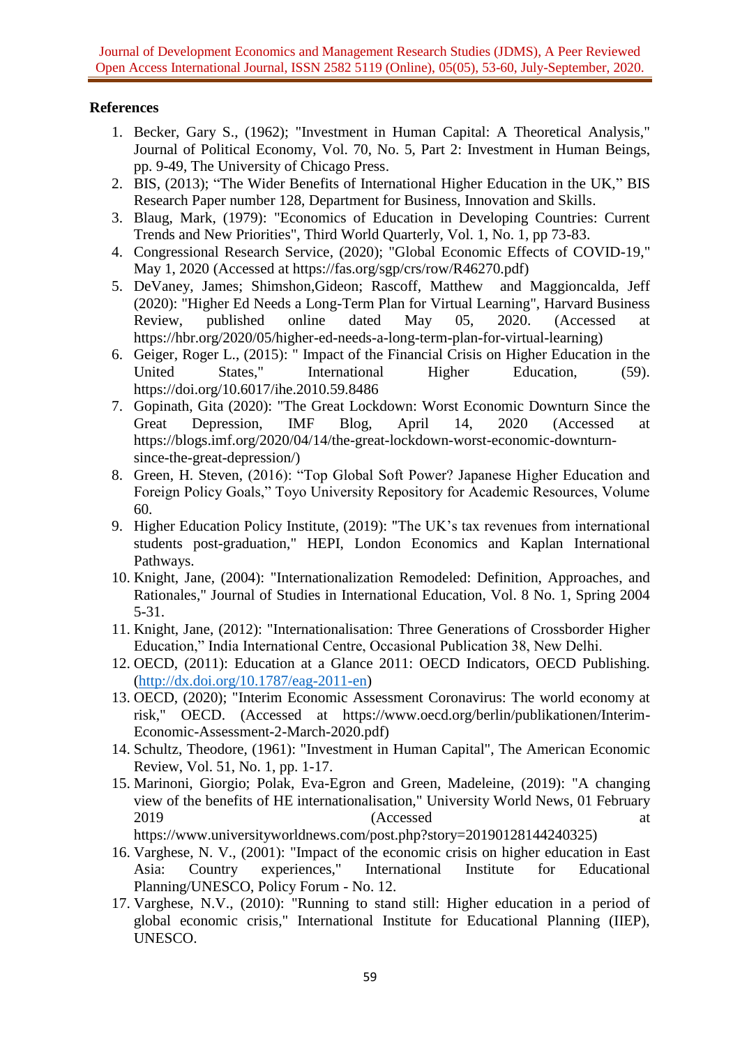## References

1. Becker, Gary S., (1962); "Investment in Human Capital: A Theoretical Analysis," Journal of Political Economy, Vol. 70, No. 5, Part 2: Investment in Human Beings, pp. 9-49, The University of Chicago Press.
2. BIS, (2013); "The Wider Benefits of International Higher Education in the UK," BIS Research Paper number 128, Department for Business, Innovation and Skills.
3. Blaug, Mark, (1979): "Economics of Education in Developing Countries: Current Trends and New Priorities", Third World Quarterly, Vol. 1, No. 1, pp 73-83.
4. Congressional Research Service, (2020); "Global Economic Effects of COVID-19," May 1, 2020 (Accessed at https://fas.org/sgp/crs/row/R46270.pdf)
5. DeVaney, James; Shimshon,Gideon; Rascoff, Matthew and Maggioncalda, Jeff (2020): "Higher Ed Needs a Long-Term Plan for Virtual Learning", Harvard Business Review, published online dated May 05, 2020. (Accessed at https://hbr.org/2020/05/higher-ed-needs-a-long-term-plan-for-virtual-learning)
6. Geiger, Roger L., (2015): " Impact of the Financial Crisis on Higher Education in the United States," International Higher Education, (59). https://doi.org/10.6017/ihe.2010.59.8486
7. Gopinath, Gita (2020): "The Great Lockdown: Worst Economic Downturn Since the Great Depression, IMF Blog, April 14, 2020 (Accessed at https://blogs.imf.org/2020/04/14/the-great-lockdown-worst-economic-downturn-since-the-great-depression/)
8. Green, H. Steven, (2016): "Top Global Soft Power? Japanese Higher Education and Foreign Policy Goals," Toyo University Repository for Academic Resources, Volume 60.
9. Higher Education Policy Institute, (2019): "The UK's tax revenues from international students post-graduation," HEPI, London Economics and Kaplan International Pathways.
10. Knight, Jane, (2004): "Internationalization Remodeled: Definition, Approaches, and Rationales," Journal of Studies in International Education, Vol. 8 No. 1, Spring 2004 5-31.
11. Knight, Jane, (2012): "Internationalisation: Three Generations of Crossborder Higher Education," India International Centre, Occasional Publication 38, New Delhi.
12. OECD, (2011): Education at a Glance 2011: OECD Indicators, OECD Publishing. (http://dx.doi.org/10.1787/eag-2011-en)
13. OECD, (2020); "Interim Economic Assessment Coronavirus: The world economy at risk," OECD. (Accessed at https://www.oecd.org/berlin/publikationen/Interim-Economic-Assessment-2-March-2020.pdf)
14. Schultz, Theodore, (1961): "Investment in Human Capital", The American Economic Review, Vol. 51, No. 1, pp. 1-17.
15. Marinoni, Giorgio; Polak, Eva-Egron and Green, Madeleine, (2019): "A changing view of the benefits of HE internationalisation," University World News, 01 February 2019 (Accessed at https://www.universityworldnews.com/post.php?story=20190128144240325)
16. Varghese, N. V., (2001): "Impact of the economic crisis on higher education in East Asia: Country experiences," International Institute for Educational Planning/UNESCO, Policy Forum - No. 12.
17. Varghese, N.V., (2010): "Running to stand still: Higher education in a period of global economic crisis," International Institute for Educational Planning (IIEP), UNESCO.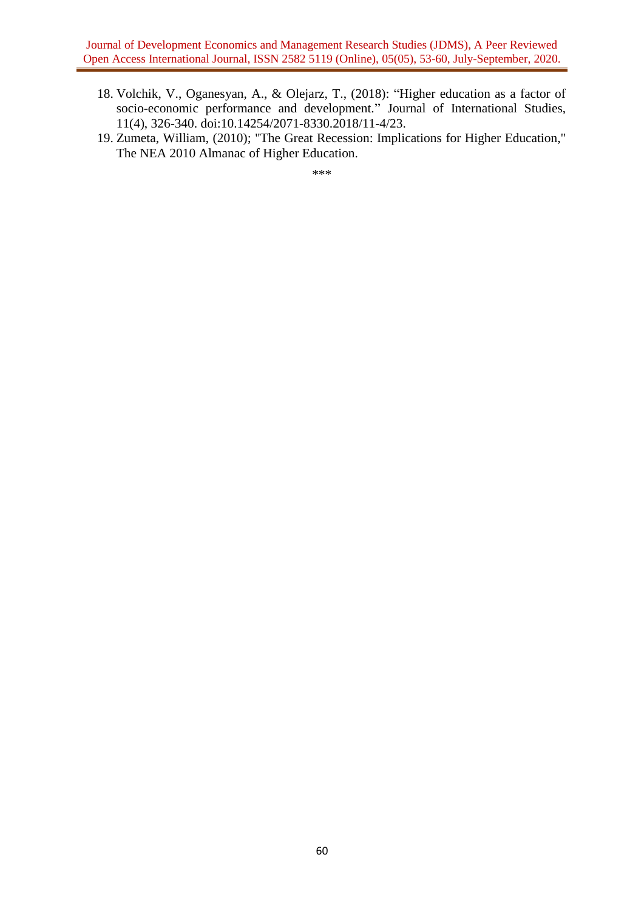18. Volchik, V., Oganesyan, A., & Olejarz, T., (2018): "Higher education as a factor of socio-economic performance and development." Journal of International Studies, 11(4), 326-340. doi:10.14254/2071-8330.2018/11-4/23.
19. Zumeta, William, (2010); "The Great Recession: Implications for Higher Education," The NEA 2010 Almanac of Higher Education.

***